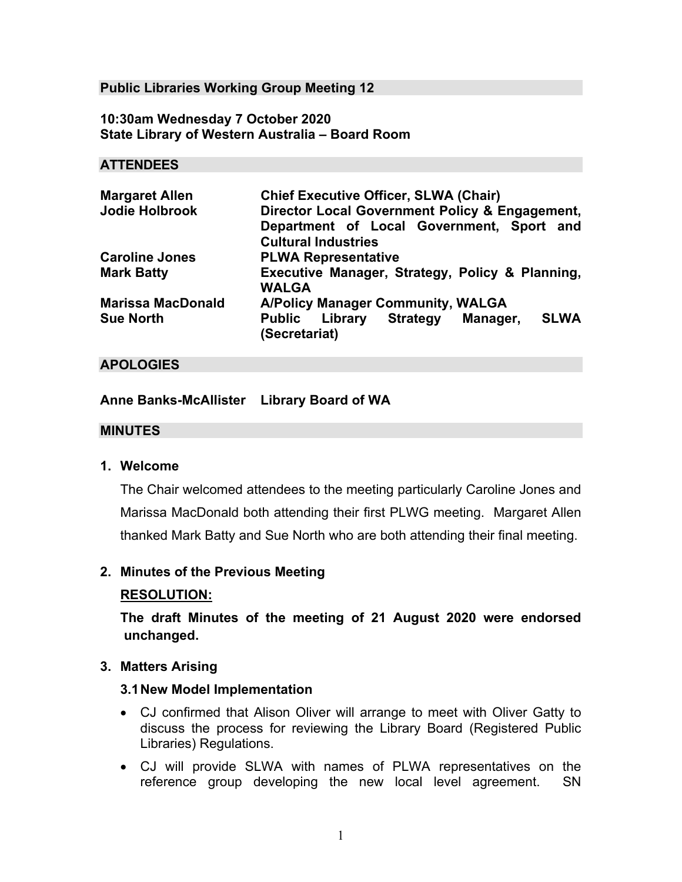## Public Libraries Working Group Meeting 12

**10:30am Wednesday 7 October 2020**
**State Library of Western Australia – Board Room**

## ATTENDEES

| | |
|---|---|
| **Margaret Allen** | **Chief Executive Officer, SLWA (Chair)** |
| **Jodie Holbrook** | **Director Local Government Policy & Engagement, Department of Local Government, Sport and Cultural Industries** |
| **Caroline Jones** | **PLWA Representative** |
| **Mark Batty** | **Executive Manager, Strategy, Policy & Planning, WALGA** |
| **Marissa MacDonald** | **A/Policy Manager Community, WALGA** |
| **Sue North** | **Public Library Strategy Manager, SLWA (Secretariat)** |

## APOLOGIES

**Anne Banks-McAllister Library Board of WA**

## MINUTES

### 1. Welcome

The Chair welcomed attendees to the meeting particularly Caroline Jones and Marissa MacDonald both attending their first PLWG meeting. Margaret Allen thanked Mark Batty and Sue North who are both attending their final meeting.

### 2. Minutes of the Previous Meeting

**RESOLUTION:**

**The draft Minutes of the meeting of 21 August 2020 were endorsed unchanged.**

### 3. Matters Arising

#### 3.1 New Model Implementation

- CJ confirmed that Alison Oliver will arrange to meet with Oliver Gatty to discuss the process for reviewing the Library Board (Registered Public Libraries) Regulations.
- CJ will provide SLWA with names of PLWA representatives on the reference group developing the new local level agreement. SN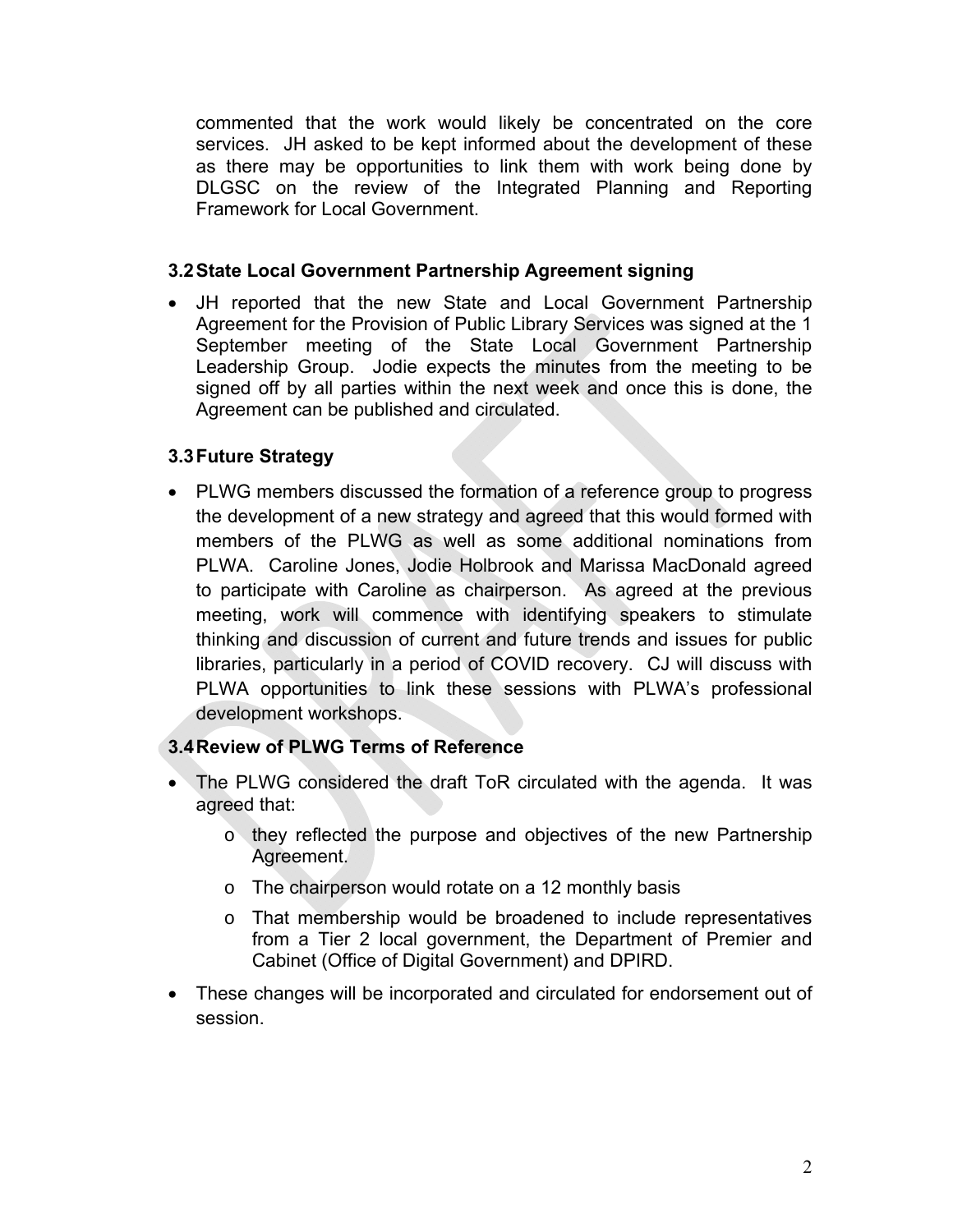commented that the work would likely be concentrated on the core services. JH asked to be kept informed about the development of these as there may be opportunities to link them with work being done by DLGSC on the review of the Integrated Planning and Reporting Framework for Local Government.

### 3.2 State Local Government Partnership Agreement signing

- JH reported that the new State and Local Government Partnership Agreement for the Provision of Public Library Services was signed at the 1 September meeting of the State Local Government Partnership Leadership Group. Jodie expects the minutes from the meeting to be signed off by all parties within the next week and once this is done, the Agreement can be published and circulated.

### 3.3 Future Strategy

- PLWG members discussed the formation of a reference group to progress the development of a new strategy and agreed that this would formed with members of the PLWG as well as some additional nominations from PLWA. Caroline Jones, Jodie Holbrook and Marissa MacDonald agreed to participate with Caroline as chairperson. As agreed at the previous meeting, work will commence with identifying speakers to stimulate thinking and discussion of current and future trends and issues for public libraries, particularly in a period of COVID recovery. CJ will discuss with PLWA opportunities to link these sessions with PLWA's professional development workshops.

### 3.4 Review of PLWG Terms of Reference

- The PLWG considered the draft ToR circulated with the agenda. It was agreed that:
  - they reflected the purpose and objectives of the new Partnership Agreement.
  - The chairperson would rotate on a 12 monthly basis
  - That membership would be broadened to include representatives from a Tier 2 local government, the Department of Premier and Cabinet (Office of Digital Government) and DPIRD.
- These changes will be incorporated and circulated for endorsement out of session.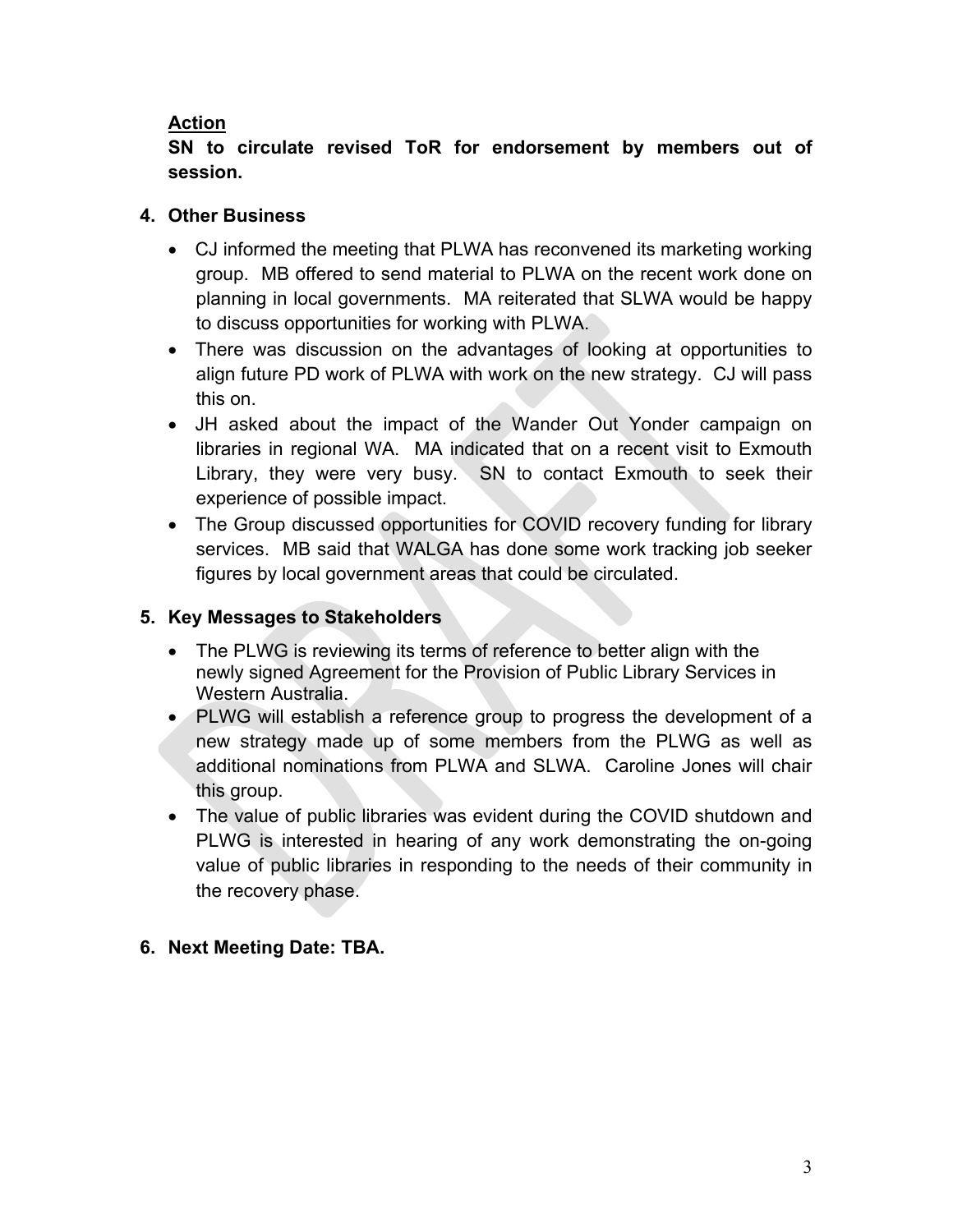**Action**

**SN to circulate revised ToR for endorsement by members out of session.**

## 4. Other Business

- CJ informed the meeting that PLWA has reconvened its marketing working group. MB offered to send material to PLWA on the recent work done on planning in local governments. MA reiterated that SLWA would be happy to discuss opportunities for working with PLWA.
- There was discussion on the advantages of looking at opportunities to align future PD work of PLWA with work on the new strategy. CJ will pass this on.
- JH asked about the impact of the Wander Out Yonder campaign on libraries in regional WA. MA indicated that on a recent visit to Exmouth Library, they were very busy. SN to contact Exmouth to seek their experience of possible impact.
- The Group discussed opportunities for COVID recovery funding for library services. MB said that WALGA has done some work tracking job seeker figures by local government areas that could be circulated.

## 5. Key Messages to Stakeholders

- The PLWG is reviewing its terms of reference to better align with the newly signed Agreement for the Provision of Public Library Services in Western Australia.
- PLWG will establish a reference group to progress the development of a new strategy made up of some members from the PLWG as well as additional nominations from PLWA and SLWA. Caroline Jones will chair this group.
- The value of public libraries was evident during the COVID shutdown and PLWG is interested in hearing of any work demonstrating the on-going value of public libraries in responding to the needs of their community in the recovery phase.

## 6. Next Meeting Date: TBA.